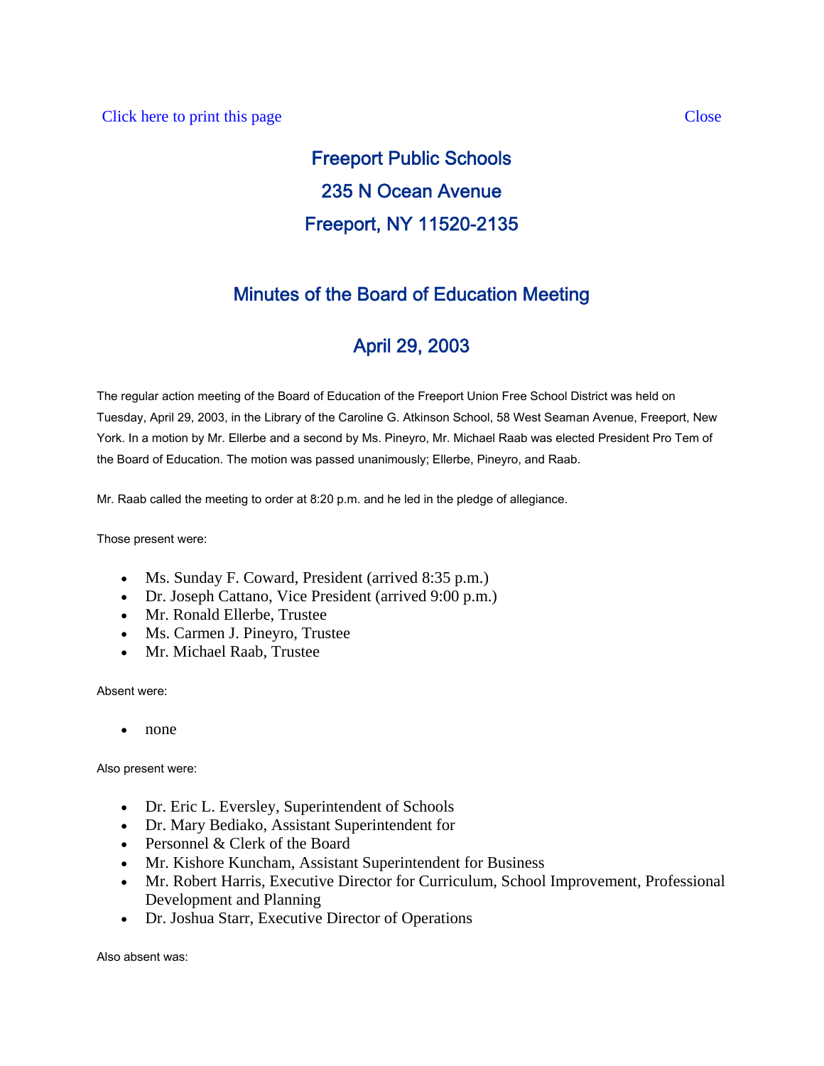Click here to print this page Close

# Freeport Public Schools

## 235 N Ocean Avenue

## Freeport, NY 11520-2135

## Minutes of the Board of Education Meeting

## April 29, 2003

The regular action meeting of the Board of Education of the Freeport Union Free School District was held on Tuesday, April 29, 2003, in the Library of the Caroline G. Atkinson School, 58 West Seaman Avenue, Freeport, New York. In a motion by Mr. Ellerbe and a second by Ms. Pineyro, Mr. Michael Raab was elected President Pro Tem of the Board of Education. The motion was passed unanimously; Ellerbe, Pineyro, and Raab.

Mr. Raab called the meeting to order at 8:20 p.m. and he led in the pledge of allegiance.

Those present were:

- Ms. Sunday F. Coward, President (arrived 8:35 p.m.)
- Dr. Joseph Cattano, Vice President (arrived 9:00 p.m.)
- Mr. Ronald Ellerbe, Trustee
- Ms. Carmen J. Pineyro, Trustee
- Mr. Michael Raab, Trustee

Absent were:

- none

Also present were:

- Dr. Eric L. Eversley, Superintendent of Schools
- Dr. Mary Bediako, Assistant Superintendent for
- Personnel & Clerk of the Board
- Mr. Kishore Kuncham, Assistant Superintendent for Business
- Mr. Robert Harris, Executive Director for Curriculum, School Improvement, Professional Development and Planning
- Dr. Joshua Starr, Executive Director of Operations

Also absent was: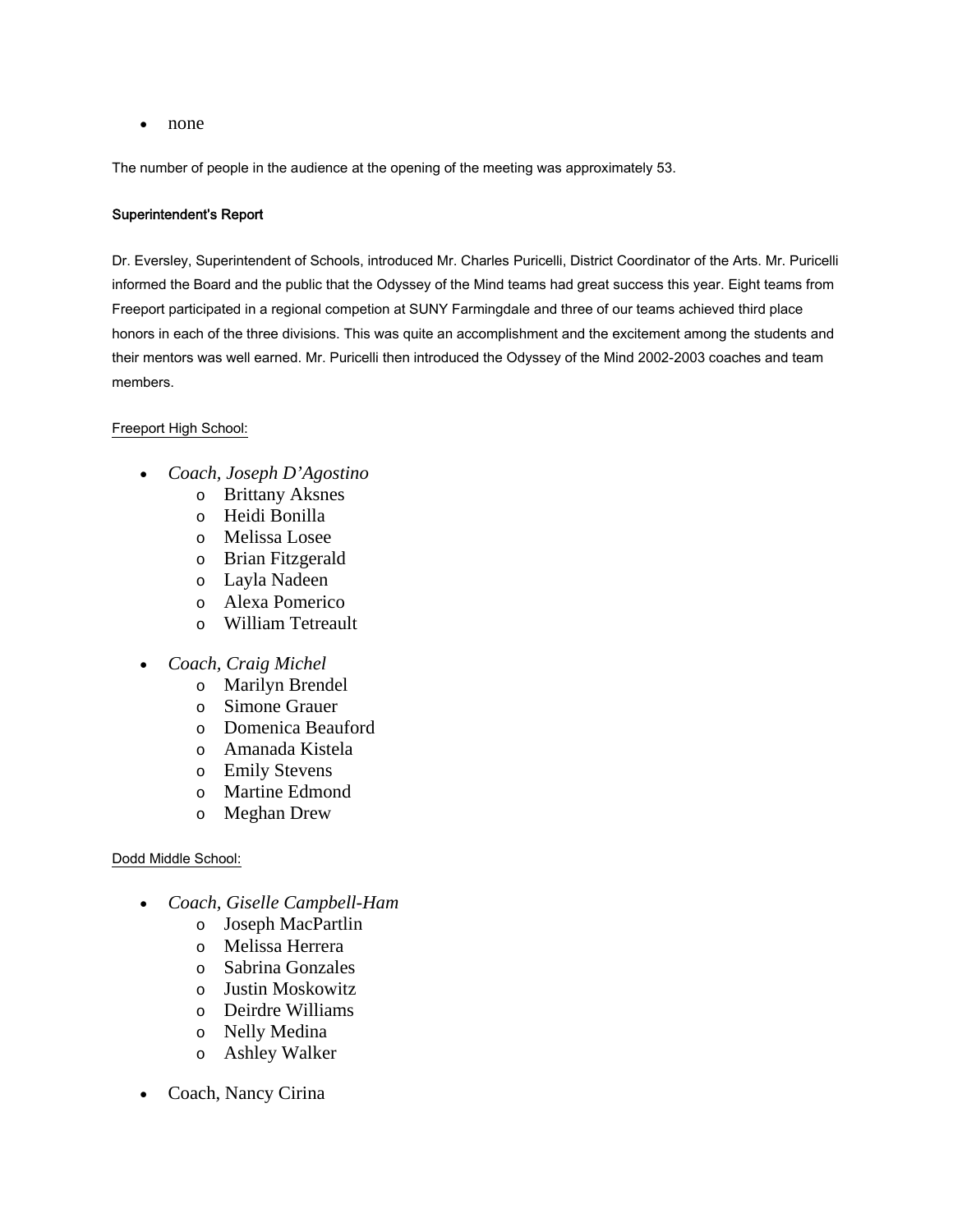- none

The number of people in the audience at the opening of the meeting was approximately 53.

**Superintendent's Report**

Dr. Eversley, Superintendent of Schools, introduced Mr. Charles Puricelli, District Coordinator of the Arts. Mr. Puricelli informed the Board and the public that the Odyssey of the Mind teams had great success this year. Eight teams from Freeport participated in a regional competion at SUNY Farmingdale and three of our teams achieved third place honors in each of the three divisions. This was quite an accomplishment and the excitement among the students and their mentors was well earned. Mr. Puricelli then introduced the Odyssey of the Mind 2002-2003 coaches and team members.

Freeport High School:

- *Coach, Joseph D'Agostino*
    - Brittany Aksnes
    - Heidi Bonilla
    - Melissa Losee
    - Brian Fitzgerald
    - Layla Nadeen
    - Alexa Pomerico
    - William Tetreault
- *Coach, Craig Michel*
    - Marilyn Brendel
    - Simone Grauer
    - Domenica Beauford
    - Amanada Kistela
    - Emily Stevens
    - Martine Edmond
    - Meghan Drew

Dodd Middle School:

- *Coach, Giselle Campbell-Ham*
    - Joseph MacPartlin
    - Melissa Herrera
    - Sabrina Gonzales
    - Justin Moskowitz
    - Deirdre Williams
    - Nelly Medina
    - Ashley Walker
- Coach, Nancy Cirina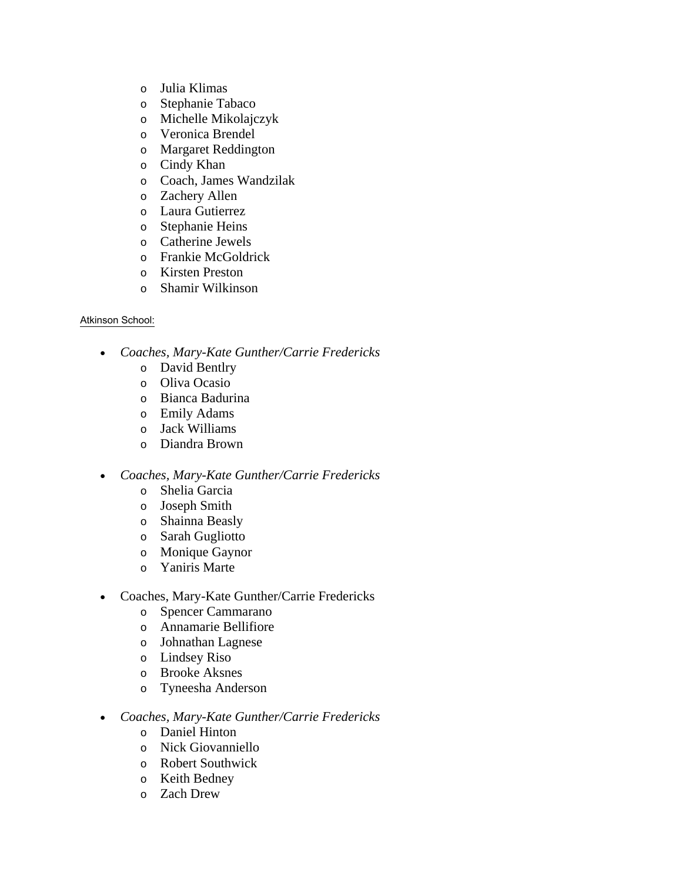- Julia Klimas
  - Stephanie Tabaco
  - Michelle Mikolajczyk
  - Veronica Brendel
  - Margaret Reddington
  - Cindy Khan
  - Coach, James Wandzilak
  - Zachery Allen
  - Laura Gutierrez
  - Stephanie Heins
  - Catherine Jewels
  - Frankie McGoldrick
  - Kirsten Preston
  - Shamir Wilkinson

Atkinson School:

- *Coaches, Mary-Kate Gunther/Carrie Fredericks*
  - David Bentlry
  - Oliva Ocasio
  - Bianca Badurina
  - Emily Adams
  - Jack Williams
  - Diandra Brown

- *Coaches, Mary-Kate Gunther/Carrie Fredericks*
  - Shelia Garcia
  - Joseph Smith
  - Shainna Beasly
  - Sarah Gugliotto
  - Monique Gaynor
  - Yaniris Marte

- Coaches, Mary-Kate Gunther/Carrie Fredericks
  - Spencer Cammarano
  - Annamarie Bellifiore
  - Johnathan Lagnese
  - Lindsey Riso
  - Brooke Aksnes
  - Tyneesha Anderson

- *Coaches, Mary-Kate Gunther/Carrie Fredericks*
  - Daniel Hinton
  - Nick Giovanniello
  - Robert Southwick
  - Keith Bedney
  - Zach Drew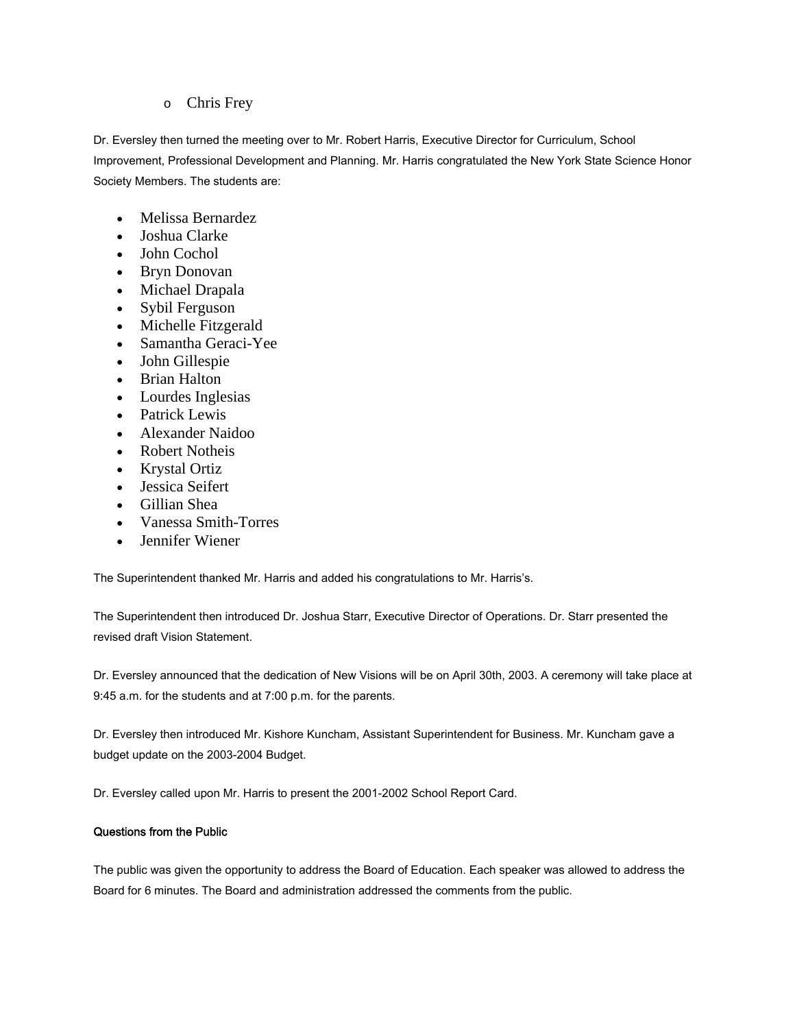- Chris Frey

Dr. Eversley then turned the meeting over to Mr. Robert Harris, Executive Director for Curriculum, School Improvement, Professional Development and Planning. Mr. Harris congratulated the New York State Science Honor Society Members. The students are:

- Melissa Bernardez
- Joshua Clarke
- John Cochol
- Bryn Donovan
- Michael Drapala
- Sybil Ferguson
- Michelle Fitzgerald
- Samantha Geraci-Yee
- John Gillespie
- Brian Halton
- Lourdes Inglesias
- Patrick Lewis
- Alexander Naidoo
- Robert Notheis
- Krystal Ortiz
- Jessica Seifert
- Gillian Shea
- Vanessa Smith-Torres
- Jennifer Wiener

The Superintendent thanked Mr. Harris and added his congratulations to Mr. Harris's.

The Superintendent then introduced Dr. Joshua Starr, Executive Director of Operations. Dr. Starr presented the revised draft Vision Statement.

Dr. Eversley announced that the dedication of New Visions will be on April 30th, 2003. A ceremony will take place at 9:45 a.m. for the students and at 7:00 p.m. for the parents.

Dr. Eversley then introduced Mr. Kishore Kuncham, Assistant Superintendent for Business. Mr. Kuncham gave a budget update on the 2003-2004 Budget.

Dr. Eversley called upon Mr. Harris to present the 2001-2002 School Report Card.

**Questions from the Public**

The public was given the opportunity to address the Board of Education. Each speaker was allowed to address the Board for 6 minutes. The Board and administration addressed the comments from the public.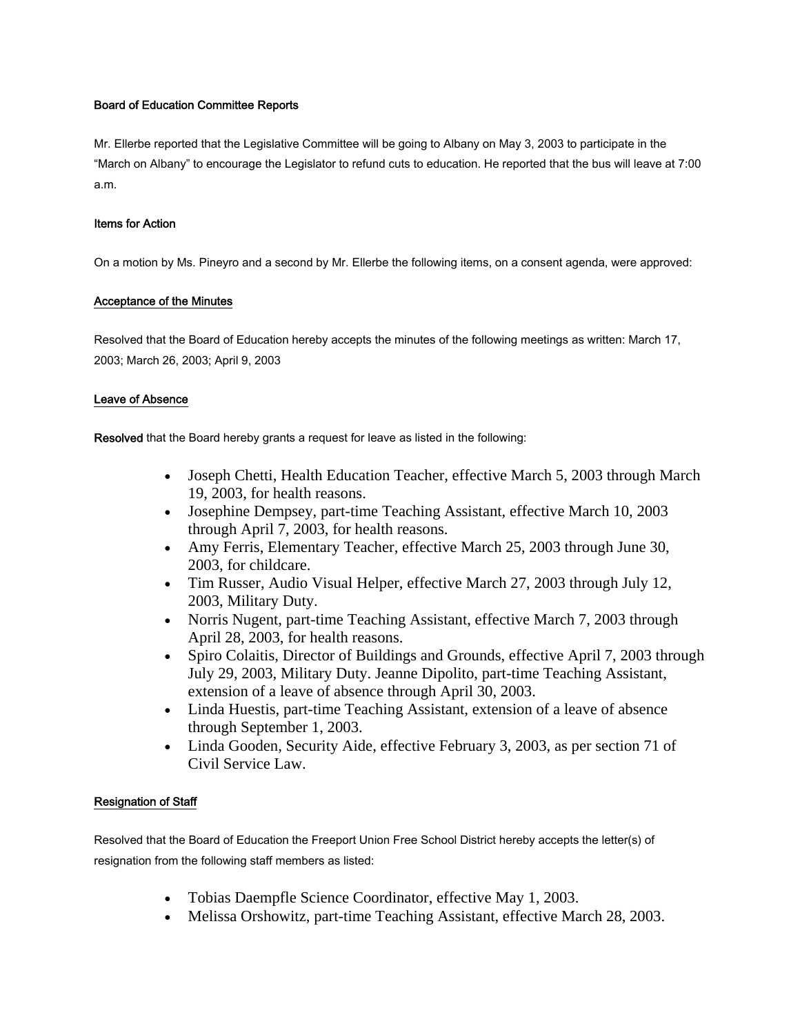**Board of Education Committee Reports**

Mr. Ellerbe reported that the Legislative Committee will be going to Albany on May 3, 2003 to participate in the "March on Albany" to encourage the Legislator to refund cuts to education. He reported that the bus will leave at 7:00 a.m.

**Items for Action**

On a motion by Ms. Pineyro and a second by Mr. Ellerbe the following items, on a consent agenda, were approved:

**Acceptance of the Minutes**

Resolved that the Board of Education hereby accepts the minutes of the following meetings as written: March 17, 2003; March 26, 2003; April 9, 2003

**Leave of Absence**

**Resolved** that the Board hereby grants a request for leave as listed in the following:

- Joseph Chetti, Health Education Teacher, effective March 5, 2003 through March 19, 2003, for health reasons.
- Josephine Dempsey, part-time Teaching Assistant, effective March 10, 2003 through April 7, 2003, for health reasons.
- Amy Ferris, Elementary Teacher, effective March 25, 2003 through June 30, 2003, for childcare.
- Tim Russer, Audio Visual Helper, effective March 27, 2003 through July 12, 2003, Military Duty.
- Norris Nugent, part-time Teaching Assistant, effective March 7, 2003 through April 28, 2003, for health reasons.
- Spiro Colaitis, Director of Buildings and Grounds, effective April 7, 2003 through July 29, 2003, Military Duty. Jeanne Dipolito, part-time Teaching Assistant, extension of a leave of absence through April 30, 2003.
- Linda Huestis, part-time Teaching Assistant, extension of a leave of absence through September 1, 2003.
- Linda Gooden, Security Aide, effective February 3, 2003, as per section 71 of Civil Service Law.

**Resignation of Staff**

Resolved that the Board of Education the Freeport Union Free School District hereby accepts the letter(s) of resignation from the following staff members as listed:

- Tobias Daempfle Science Coordinator, effective May 1, 2003.
- Melissa Orshowitz, part-time Teaching Assistant, effective March 28, 2003.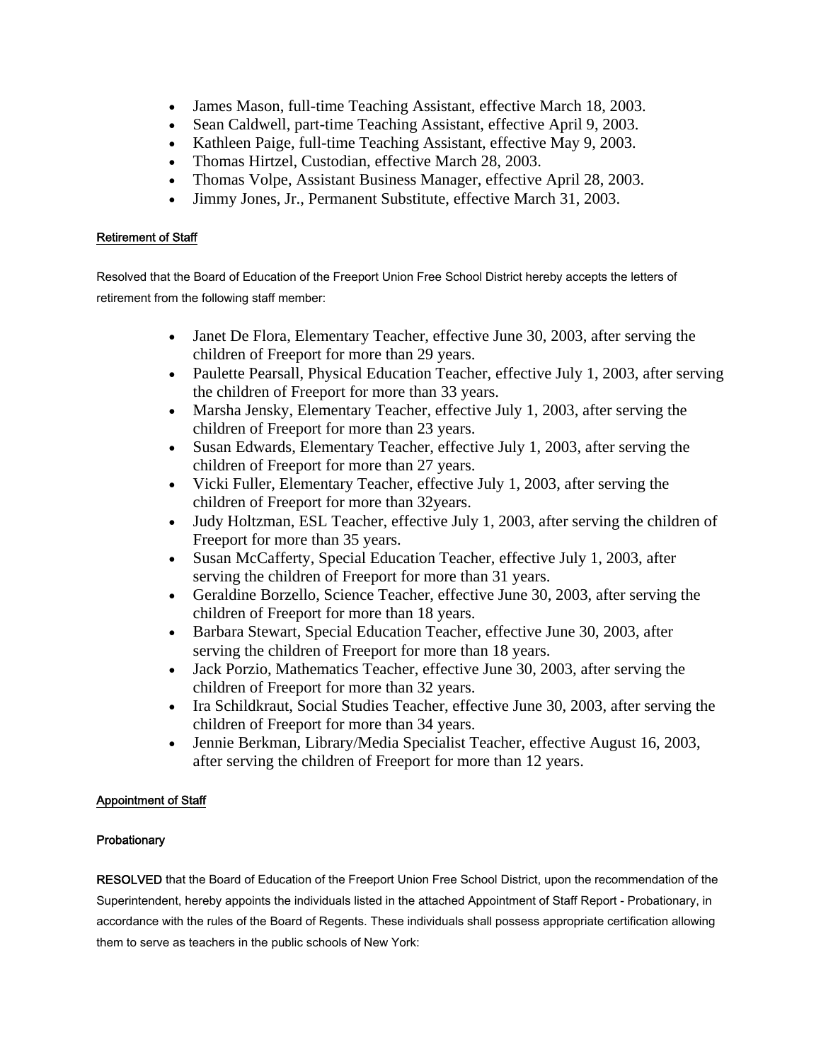- James Mason, full-time Teaching Assistant, effective March 18, 2003.
- Sean Caldwell, part-time Teaching Assistant, effective April 9, 2003.
- Kathleen Paige, full-time Teaching Assistant, effective May 9, 2003.
- Thomas Hirtzel, Custodian, effective March 28, 2003.
- Thomas Volpe, Assistant Business Manager, effective April 28, 2003.
- Jimmy Jones, Jr., Permanent Substitute, effective March 31, 2003.

## Retirement of Staff

Resolved that the Board of Education of the Freeport Union Free School District hereby accepts the letters of retirement from the following staff member:

- Janet De Flora, Elementary Teacher, effective June 30, 2003, after serving the children of Freeport for more than 29 years.
- Paulette Pearsall, Physical Education Teacher, effective July 1, 2003, after serving the children of Freeport for more than 33 years.
- Marsha Jensky, Elementary Teacher, effective July 1, 2003, after serving the children of Freeport for more than 23 years.
- Susan Edwards, Elementary Teacher, effective July 1, 2003, after serving the children of Freeport for more than 27 years.
- Vicki Fuller, Elementary Teacher, effective July 1, 2003, after serving the children of Freeport for more than 32years.
- Judy Holtzman, ESL Teacher, effective July 1, 2003, after serving the children of Freeport for more than 35 years.
- Susan McCafferty, Special Education Teacher, effective July 1, 2003, after serving the children of Freeport for more than 31 years.
- Geraldine Borzello, Science Teacher, effective June 30, 2003, after serving the children of Freeport for more than 18 years.
- Barbara Stewart, Special Education Teacher, effective June 30, 2003, after serving the children of Freeport for more than 18 years.
- Jack Porzio, Mathematics Teacher, effective June 30, 2003, after serving the children of Freeport for more than 32 years.
- Ira Schildkraut, Social Studies Teacher, effective June 30, 2003, after serving the children of Freeport for more than 34 years.
- Jennie Berkman, Library/Media Specialist Teacher, effective August 16, 2003, after serving the children of Freeport for more than 12 years.

## Appointment of Staff

### Probationary

**RESOLVED** that the Board of Education of the Freeport Union Free School District, upon the recommendation of the Superintendent, hereby appoints the individuals listed in the attached Appointment of Staff Report - Probationary, in accordance with the rules of the Board of Regents. These individuals shall possess appropriate certification allowing them to serve as teachers in the public schools of New York: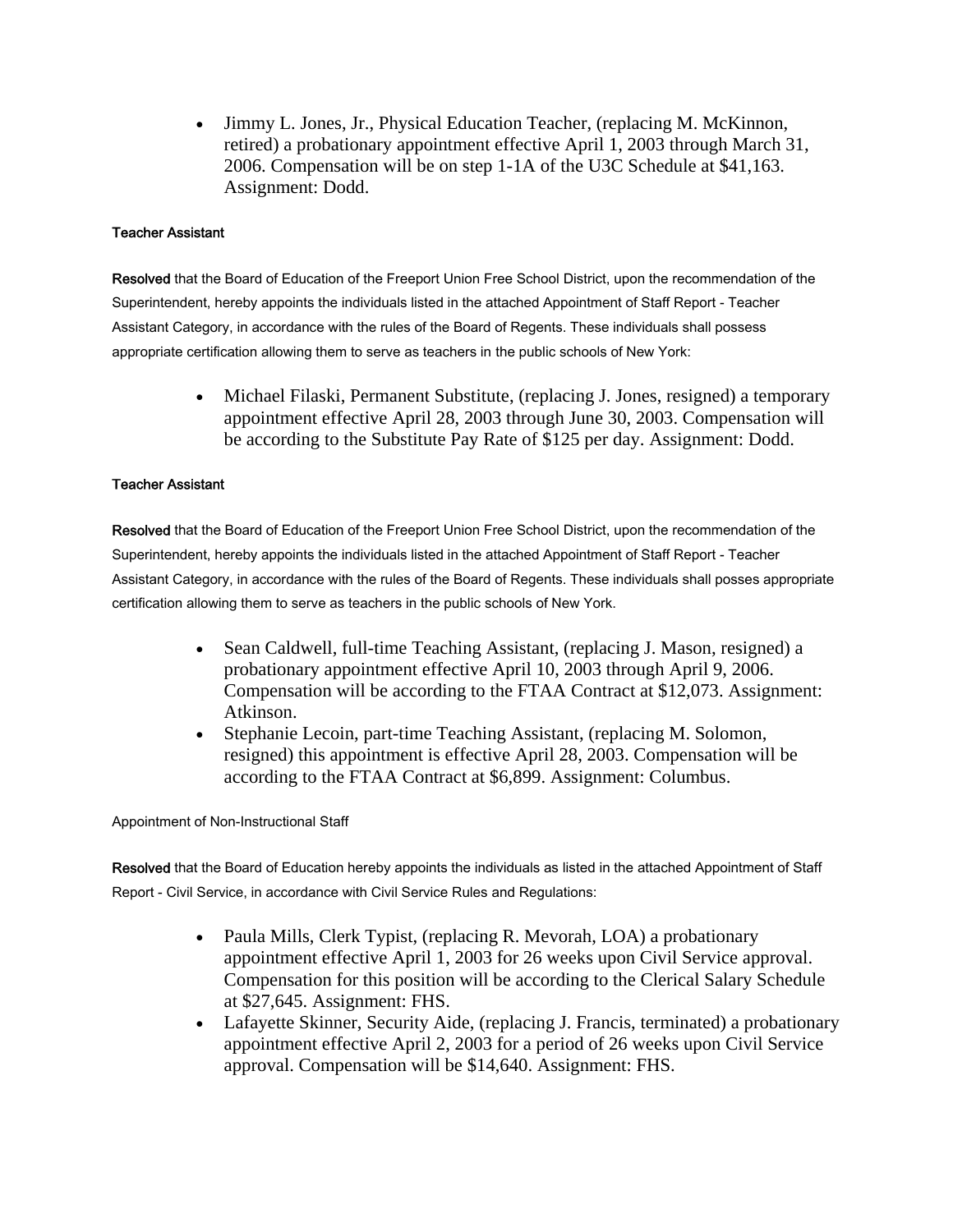- Jimmy L. Jones, Jr., Physical Education Teacher, (replacing M. McKinnon, retired) a probationary appointment effective April 1, 2003 through March 31, 2006. Compensation will be on step 1-1A of the U3C Schedule at $41,163. Assignment: Dodd.

Teacher Assistant

**Resolved** that the Board of Education of the Freeport Union Free School District, upon the recommendation of the Superintendent, hereby appoints the individuals listed in the attached Appointment of Staff Report - Teacher Assistant Category, in accordance with the rules of the Board of Regents. These individuals shall possess appropriate certification allowing them to serve as teachers in the public schools of New York:

- Michael Filaski, Permanent Substitute, (replacing J. Jones, resigned) a temporary appointment effective April 28, 2003 through June 30, 2003. Compensation will be according to the Substitute Pay Rate of $125 per day. Assignment: Dodd.

Teacher Assistant

**Resolved** that the Board of Education of the Freeport Union Free School District, upon the recommendation of the Superintendent, hereby appoints the individuals listed in the attached Appointment of Staff Report - Teacher Assistant Category, in accordance with the rules of the Board of Regents. These individuals shall posses appropriate certification allowing them to serve as teachers in the public schools of New York.

- Sean Caldwell, full-time Teaching Assistant, (replacing J. Mason, resigned) a probationary appointment effective April 10, 2003 through April 9, 2006. Compensation will be according to the FTAA Contract at $12,073. Assignment: Atkinson.
- Stephanie Lecoin, part-time Teaching Assistant, (replacing M. Solomon, resigned) this appointment is effective April 28, 2003. Compensation will be according to the FTAA Contract at $6,899. Assignment: Columbus.

Appointment of Non-Instructional Staff

**Resolved** that the Board of Education hereby appoints the individuals as listed in the attached Appointment of Staff Report - Civil Service, in accordance with Civil Service Rules and Regulations:

- Paula Mills, Clerk Typist, (replacing R. Mevorah, LOA) a probationary appointment effective April 1, 2003 for 26 weeks upon Civil Service approval. Compensation for this position will be according to the Clerical Salary Schedule at $27,645. Assignment: FHS.
- Lafayette Skinner, Security Aide, (replacing J. Francis, terminated) a probationary appointment effective April 2, 2003 for a period of 26 weeks upon Civil Service approval. Compensation will be $14,640. Assignment: FHS.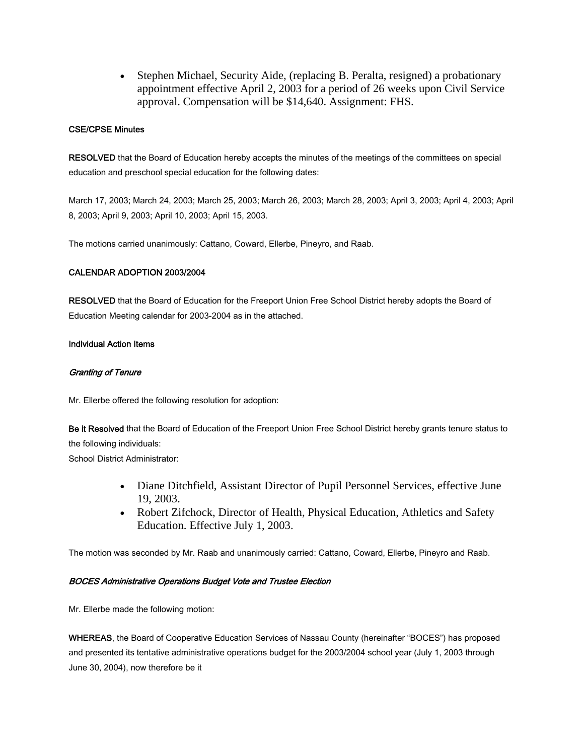- Stephen Michael, Security Aide, (replacing B. Peralta, resigned) a probationary appointment effective April 2, 2003 for a period of 26 weeks upon Civil Service approval. Compensation will be $14,640. Assignment: FHS.

**CSE/CPSE Minutes**

**RESOLVED** that the Board of Education hereby accepts the minutes of the meetings of the committees on special education and preschool special education for the following dates:

March 17, 2003; March 24, 2003; March 25, 2003; March 26, 2003; March 28, 2003; April 3, 2003; April 4, 2003; April 8, 2003; April 9, 2003; April 10, 2003; April 15, 2003.

The motions carried unanimously: Cattano, Coward, Ellerbe, Pineyro, and Raab.

**CALENDAR ADOPTION 2003/2004**

**RESOLVED** that the Board of Education for the Freeport Union Free School District hereby adopts the Board of Education Meeting calendar for 2003-2004 as in the attached.

**Individual Action Items**

***Granting of Tenure***

Mr. Ellerbe offered the following resolution for adoption:

**Be it Resolved** that the Board of Education of the Freeport Union Free School District hereby grants tenure status to the following individuals:
School District Administrator:

- Diane Ditchfield, Assistant Director of Pupil Personnel Services, effective June 19, 2003.
- Robert Zifchock, Director of Health, Physical Education, Athletics and Safety Education. Effective July 1, 2003.

The motion was seconded by Mr. Raab and unanimously carried: Cattano, Coward, Ellerbe, Pineyro and Raab.

***BOCES Administrative Operations Budget Vote and Trustee Election***

Mr. Ellerbe made the following motion:

**WHEREAS**, the Board of Cooperative Education Services of Nassau County (hereinafter "BOCES") has proposed and presented its tentative administrative operations budget for the 2003/2004 school year (July 1, 2003 through June 30, 2004), now therefore be it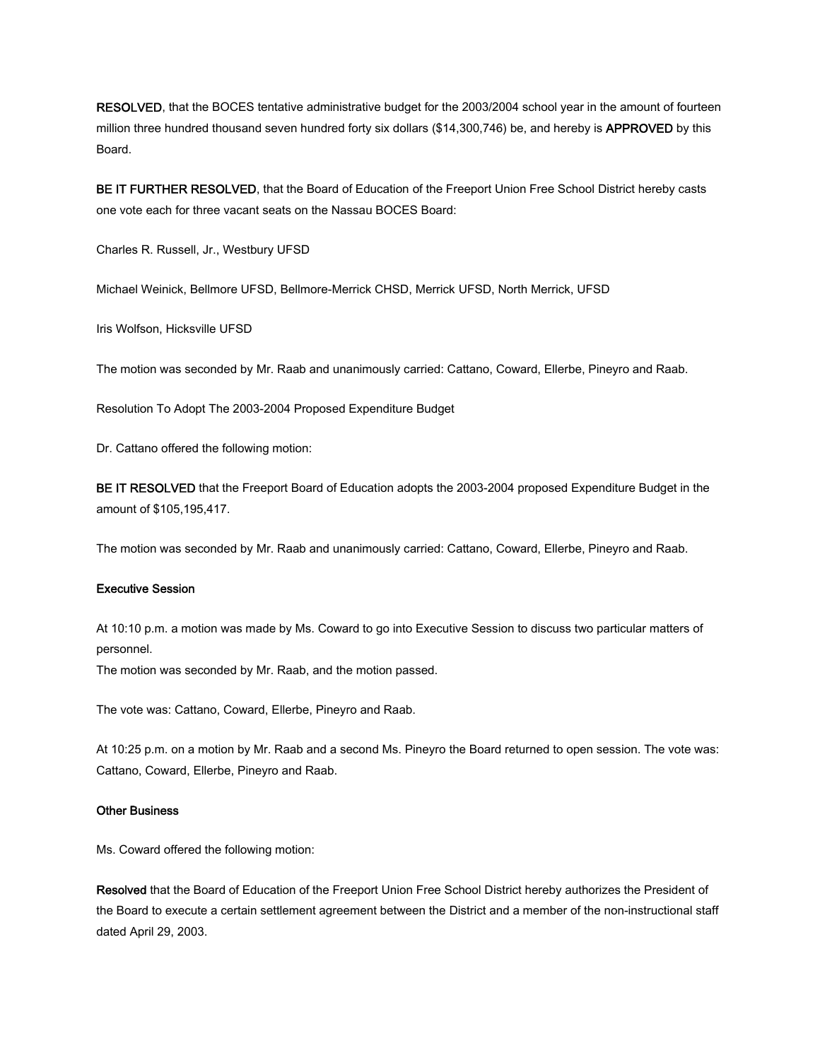**RESOLVED**, that the BOCES tentative administrative budget for the 2003/2004 school year in the amount of fourteen million three hundred thousand seven hundred forty six dollars ($14,300,746) be, and hereby is **APPROVED** by this Board.

**BE IT FURTHER RESOLVED**, that the Board of Education of the Freeport Union Free School District hereby casts one vote each for three vacant seats on the Nassau BOCES Board:

Charles R. Russell, Jr., Westbury UFSD

Michael Weinick, Bellmore UFSD, Bellmore-Merrick CHSD, Merrick UFSD, North Merrick, UFSD

Iris Wolfson, Hicksville UFSD

The motion was seconded by Mr. Raab and unanimously carried: Cattano, Coward, Ellerbe, Pineyro and Raab.

Resolution To Adopt The 2003-2004 Proposed Expenditure Budget

Dr. Cattano offered the following motion:

**BE IT RESOLVED** that the Freeport Board of Education adopts the 2003-2004 proposed Expenditure Budget in the amount of $105,195,417.

The motion was seconded by Mr. Raab and unanimously carried: Cattano, Coward, Ellerbe, Pineyro and Raab.

**Executive Session**

At 10:10 p.m. a motion was made by Ms. Coward to go into Executive Session to discuss two particular matters of personnel.
The motion was seconded by Mr. Raab, and the motion passed.

The vote was: Cattano, Coward, Ellerbe, Pineyro and Raab.

At 10:25 p.m. on a motion by Mr. Raab and a second Ms. Pineyro the Board returned to open session. The vote was: Cattano, Coward, Ellerbe, Pineyro and Raab.

**Other Business**

Ms. Coward offered the following motion:

**Resolved** that the Board of Education of the Freeport Union Free School District hereby authorizes the President of the Board to execute a certain settlement agreement between the District and a member of the non-instructional staff dated April 29, 2003.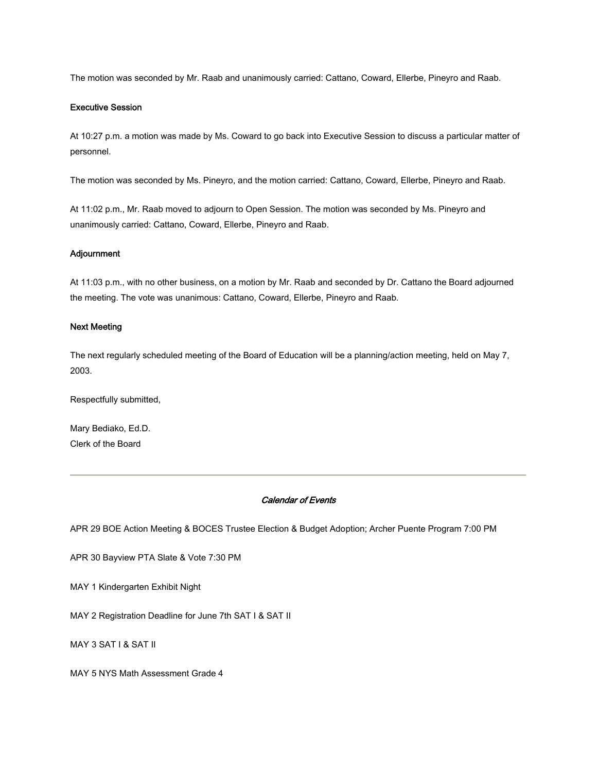The motion was seconded by Mr. Raab and unanimously carried: Cattano, Coward, Ellerbe, Pineyro and Raab.

**Executive Session**

At 10:27 p.m. a motion was made by Ms. Coward to go back into Executive Session to discuss a particular matter of personnel.

The motion was seconded by Ms. Pineyro, and the motion carried: Cattano, Coward, Ellerbe, Pineyro and Raab.

At 11:02 p.m., Mr. Raab moved to adjourn to Open Session. The motion was seconded by Ms. Pineyro and unanimously carried: Cattano, Coward, Ellerbe, Pineyro and Raab.

**Adjournment**

At 11:03 p.m., with no other business, on a motion by Mr. Raab and seconded by Dr. Cattano the Board adjourned the meeting. The vote was unanimous: Cattano, Coward, Ellerbe, Pineyro and Raab.

**Next Meeting**

The next regularly scheduled meeting of the Board of Education will be a planning/action meeting, held on May 7, 2003.

Respectfully submitted,

Mary Bediako, Ed.D.
Clerk of the Board

---

***Calendar of Events***

APR 29 BOE Action Meeting & BOCES Trustee Election & Budget Adoption; Archer Puente Program 7:00 PM

APR 30 Bayview PTA Slate & Vote 7:30 PM

MAY 1 Kindergarten Exhibit Night

MAY 2 Registration Deadline for June 7th SAT I & SAT II

MAY 3 SAT I & SAT II

MAY 5 NYS Math Assessment Grade 4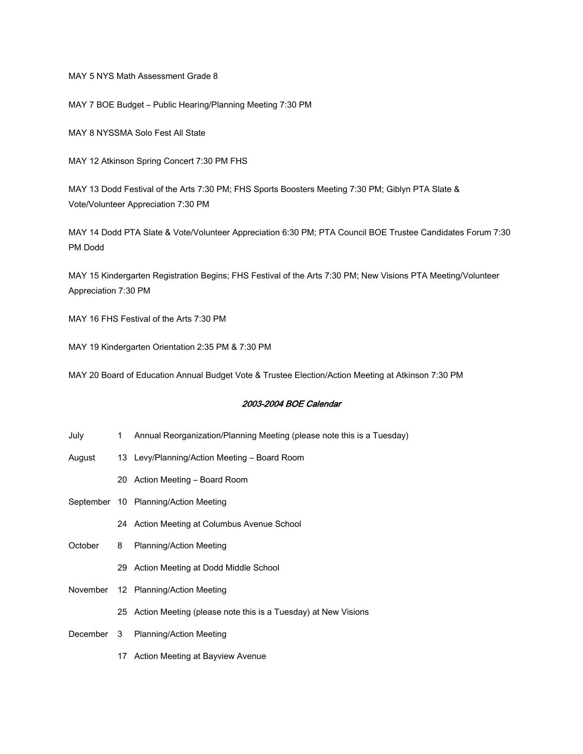MAY 5 NYS Math Assessment Grade 8

MAY 7 BOE Budget – Public Hearing/Planning Meeting 7:30 PM

MAY 8 NYSSMA Solo Fest All State

MAY 12 Atkinson Spring Concert 7:30 PM FHS

MAY 13 Dodd Festival of the Arts 7:30 PM; FHS Sports Boosters Meeting 7:30 PM; Giblyn PTA Slate & Vote/Volunteer Appreciation 7:30 PM

MAY 14 Dodd PTA Slate & Vote/Volunteer Appreciation 6:30 PM; PTA Council BOE Trustee Candidates Forum 7:30 PM Dodd

MAY 15 Kindergarten Registration Begins; FHS Festival of the Arts 7:30 PM; New Visions PTA Meeting/Volunteer Appreciation 7:30 PM

MAY 16 FHS Festival of the Arts 7:30 PM

MAY 19 Kindergarten Orientation 2:35 PM & 7:30 PM

MAY 20 Board of Education Annual Budget Vote & Trustee Election/Action Meeting at Atkinson 7:30 PM

## *2003-2004 BOE Calendar*

| | | |
|---|---|---|
| July | 1 | Annual Reorganization/Planning Meeting (please note this is a Tuesday) |
| August | 13 | Levy/Planning/Action Meeting – Board Room |
| | 20 | Action Meeting – Board Room |
| September | 10 | Planning/Action Meeting |
| | 24 | Action Meeting at Columbus Avenue School |
| October | 8 | Planning/Action Meeting |
| | 29 | Action Meeting at Dodd Middle School |
| November | 12 | Planning/Action Meeting |
| | 25 | Action Meeting (please note this is a Tuesday) at New Visions |
| December | 3 | Planning/Action Meeting |
| | 17 | Action Meeting at Bayview Avenue |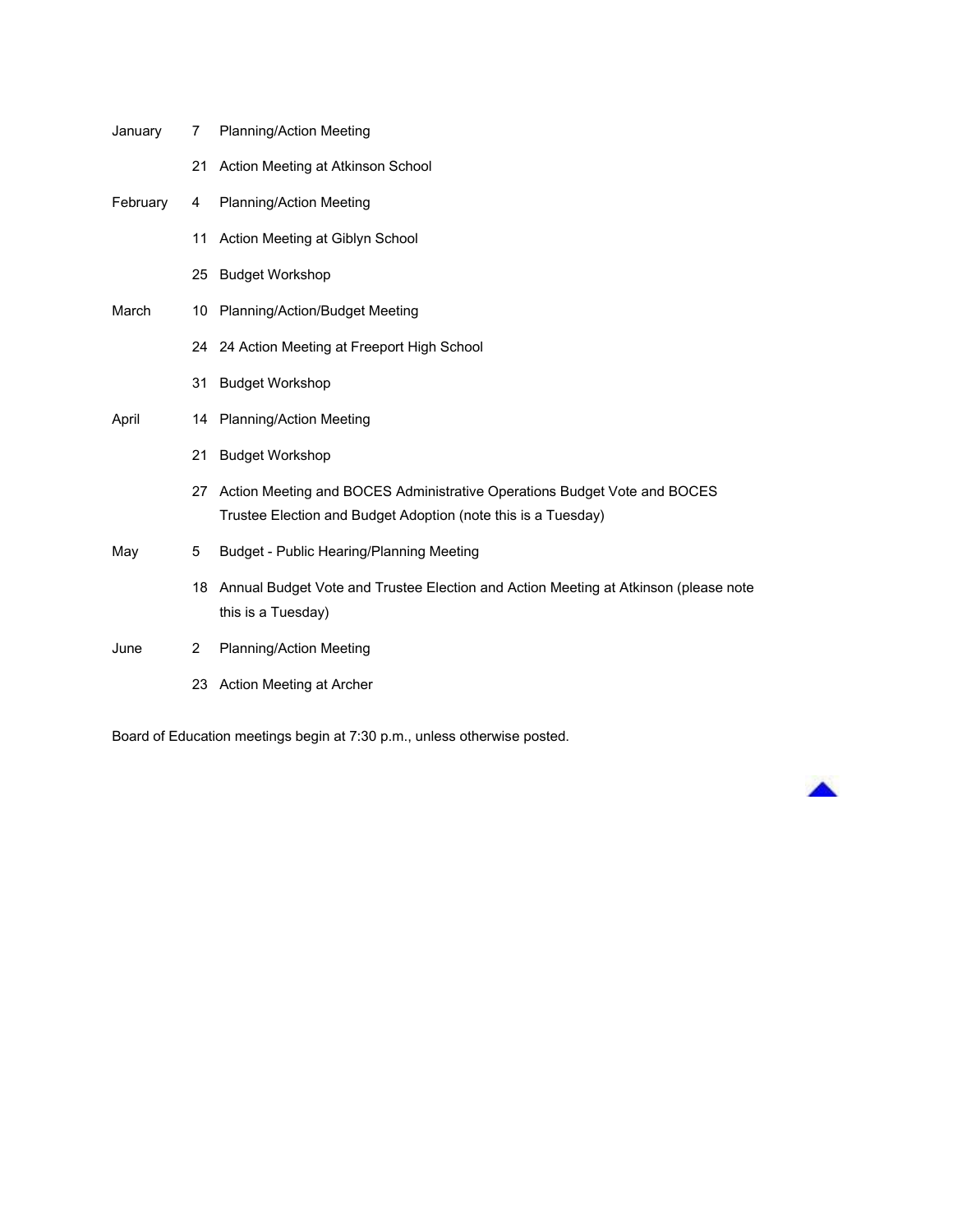| | | |
|---|---|---|
| January | 7 | Planning/Action Meeting |
| | 21 | Action Meeting at Atkinson School |
| February | 4 | Planning/Action Meeting |
| | 11 | Action Meeting at Giblyn School |
| | 25 | Budget Workshop |
| March | 10 | Planning/Action/Budget Meeting |
| | 24 | 24 Action Meeting at Freeport High School |
| | 31 | Budget Workshop |
| April | 14 | Planning/Action Meeting |
| | 21 | Budget Workshop |
| | 27 | Action Meeting and BOCES Administrative Operations Budget Vote and BOCES Trustee Election and Budget Adoption (note this is a Tuesday) |
| May | 5 | Budget - Public Hearing/Planning Meeting |
| | 18 | Annual Budget Vote and Trustee Election and Action Meeting at Atkinson (please note this is a Tuesday) |
| June | 2 | Planning/Action Meeting |
| | 23 | Action Meeting at Archer |

Board of Education meetings begin at 7:30 p.m., unless otherwise posted.